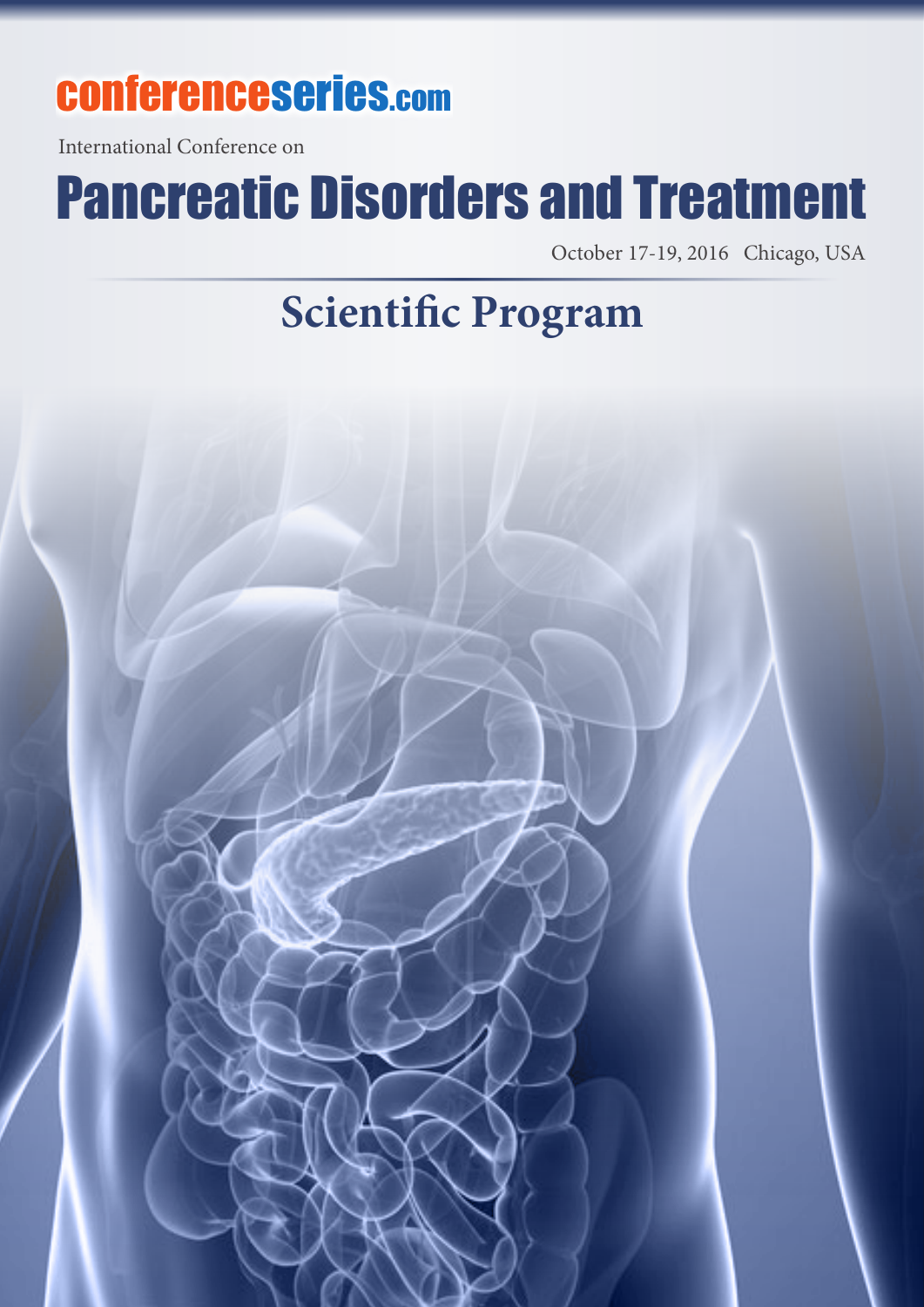conferenceseries.com

International Conference on

# Pancreatic Disorders and Treatment

October 17-19, 2016 Chicago, USA

## Scientific Program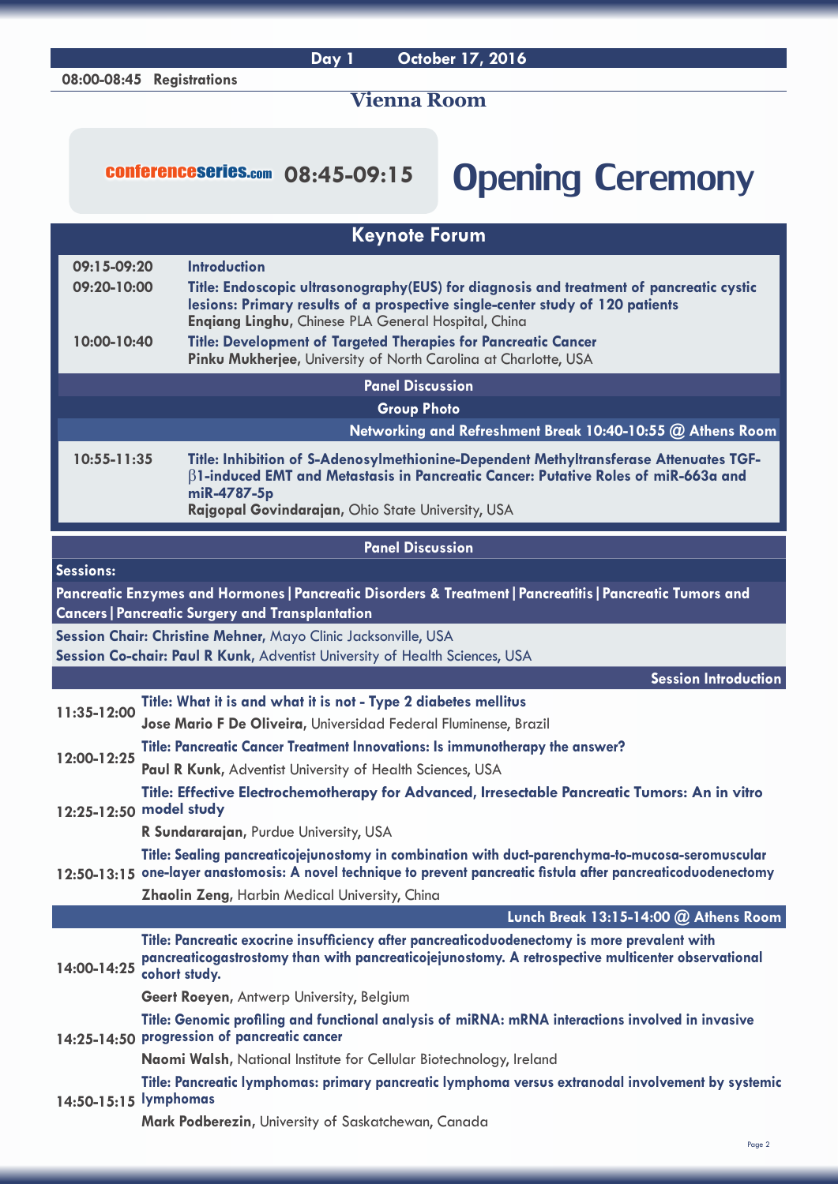## Day 1 October 17, 2016

**08:00-08:45 Registrations**

## Vienna Room

conferenceseries.com **08:45-09:15**

# Opening Ceremony

## Keynote Forum

**09:15-09:20** **Introduction**

**09:20-10:00** **Title: Endoscopic ultrasonography(EUS) for diagnosis and treatment of pancreatic cystic lesions: Primary results of a prospective single-center study of 120 patients**
**Enqiang Linghu,** Chinese PLA General Hospital, China

**10:00-10:40** **Title: Development of Targeted Therapies for Pancreatic Cancer**
**Pinku Mukherjee,** University of North Carolina at Charlotte, USA

**Panel Discussion**

**Group Photo**

**Networking and Refreshment Break 10:40-10:55 @ Athens Room**

**10:55-11:35** **Title: Inhibition of S-Adenosylmethionine-Dependent Methyltransferase Attenuates TGF-β1-induced EMT and Metastasis in Pancreatic Cancer: Putative Roles of miR-663a and miR-4787-5p**
**Rajgopal Govindarajan,** Ohio State University, USA

**Panel Discussion**

**Sessions:**

**Pancreatic Enzymes and Hormones | Pancreatic Disorders & Treatment | Pancreatitis | Pancreatic Tumors and Cancers | Pancreatic Surgery and Transplantation**

**Session Chair: Christine Mehner,** Mayo Clinic Jacksonville, USA
**Session Co-chair: Paul R Kunk,** Adventist University of Health Sciences, USA

**Session Introduction**

**11:35-12:00** **Title: What it is and what it is not - Type 2 diabetes mellitus**
**Jose Mario F De Oliveira,** Universidad Federal Fluminense, Brazil

**12:00-12:25** **Title: Pancreatic Cancer Treatment Innovations: Is immunotherapy the answer?**
**Paul R Kunk,** Adventist University of Health Sciences, USA

**12:25-12:50** **Title: Effective Electrochemotherapy for Advanced, Irresectable Pancreatic Tumors: An in vitro model study**
**R Sundararajan,** Purdue University, USA

**12:50-13:15** **Title: Sealing pancreaticojejunostomy in combination with duct-parenchyma-to-mucosa-seromuscular one-layer anastomosis: A novel technique to prevent pancreatic fistula after pancreaticoduodenectomy**
**Zhaolin Zeng,** Harbin Medical University, China

**Lunch Break 13:15-14:00 @ Athens Room**

**14:00-14:25** **Title: Pancreatic exocrine insufficiency after pancreaticoduodenectomy is more prevalent with pancreaticogastrostomy than with pancreaticojejunostomy. A retrospective multicenter observational cohort study.**
**Geert Roeyen,** Antwerp University, Belgium

**14:25-14:50** **Title: Genomic profiling and functional analysis of miRNA: mRNA interactions involved in invasive progression of pancreatic cancer**
**Naomi Walsh,** National Institute for Cellular Biotechnology, Ireland

**14:50-15:15** **Title: Pancreatic lymphomas: primary pancreatic lymphoma versus extranodal involvement by systemic lymphomas**
**Mark Podberezin,** University of Saskatchewan, Canada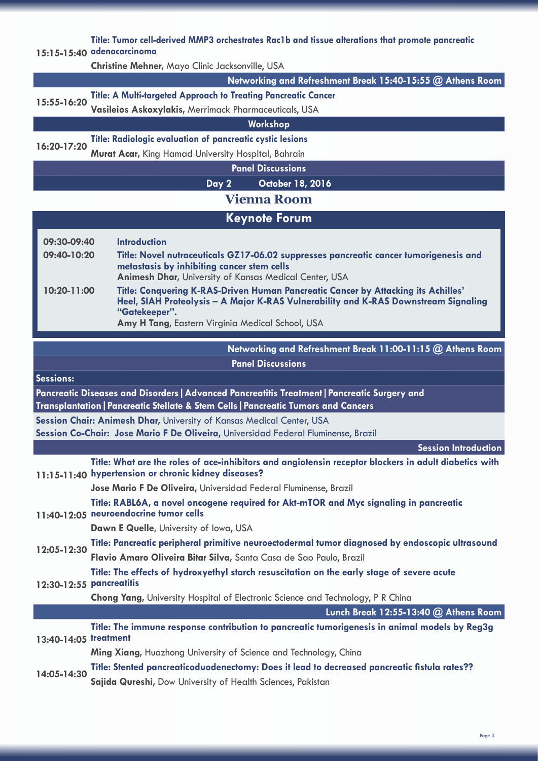**15:15-15:40** **Title: Tumor cell-derived MMP3 orchestrates Rac1b and tissue alterations that promote pancreatic adenocarcinoma**
**Christine Mehner,** Mayo Clinic Jacksonville, USA

**Networking and Refreshment Break 15:40-15:55 @ Athens Room**

**15:55-16:20** **Title: A Multi-targeted Approach to Treating Pancreatic Cancer**
**Vasileios Askoxylakis,** Merrimack Pharmaceuticals, USA

**Workshop**

**16:20-17:20** **Title: Radiologic evaluation of pancreatic cystic lesions**
**Murat Acar,** King Hamad University Hospital, Bahrain

**Panel Discussions**

## Day 2 October 18, 2016

## Vienna Room

### Keynote Forum

**09:30-09:40** **Introduction**

**09:40-10:20** **Title: Novel nutraceuticals GZ17-06.02 suppresses pancreatic cancer tumorigenesis and metastasis by inhibiting cancer stem cells**
**Animesh Dhar,** University of Kansas Medical Center, USA

**10:20-11:00** **Title: Conquering K-RAS-Driven Human Pancreatic Cancer by Attacking its Achilles' Heel, SIAH Proteolysis – A Major K-RAS Vulnerability and K-RAS Downstream Signaling "Gatekeeper".**
**Amy H Tang,** Eastern Virginia Medical School, USA

**Networking and Refreshment Break 11:00-11:15 @ Athens Room**

**Panel Discussions**

**Sessions:**

**Pancreatic Diseases and Disorders | Advanced Pancreatitis Treatment | Pancreatic Surgery and Transplantation | Pancreatic Stellate & Stem Cells | Pancreatic Tumors and Cancers**

**Session Chair: Animesh Dhar,** University of Kansas Medical Center, USA
**Session Co-Chair: Jose Mario F De Oliveira,** Universidad Federal Fluminense, Brazil

**Session Introduction**

**11:15-11:40** **Title: What are the roles of ace-inhibitors and angiotensin receptor blockers in adult diabetics with hypertension or chronic kidney diseases?**
**Jose Mario F De Oliveira,** Universidad Federal Fluminense, Brazil

**11:40-12:05** **Title: RABL6A, a novel oncogene required for Akt-mTOR and Myc signaling in pancreatic neuroendocrine tumor cells**
**Dawn E Quelle,** University of Iowa, USA

**12:05-12:30** **Title: Pancreatic peripheral primitive neuroectodermal tumor diagnosed by endoscopic ultrasound**
**Flavio Amaro Oliveira Bitar Silva,** Santa Casa de Sao Paulo, Brazil

**12:30-12:55** **Title: The effects of hydroxyethyl starch resuscitation on the early stage of severe acute pancreatitis**
**Chong Yang,** University Hospital of Electronic Science and Technology, P R China

**Lunch Break 12:55-13:40 @ Athens Room**

**13:40-14:05** **Title: The immune response contribution to pancreatic tumorigenesis in animal models by Reg3g treatment**
**Ming Xiang,** Huazhong University of Science and Technology, China

**14:05-14:30** **Title: Stented pancreaticoduodenectomy: Does it lead to decreased pancreatic fistula rates??**
**Sajida Qureshi,** Dow University of Health Sciences, Pakistan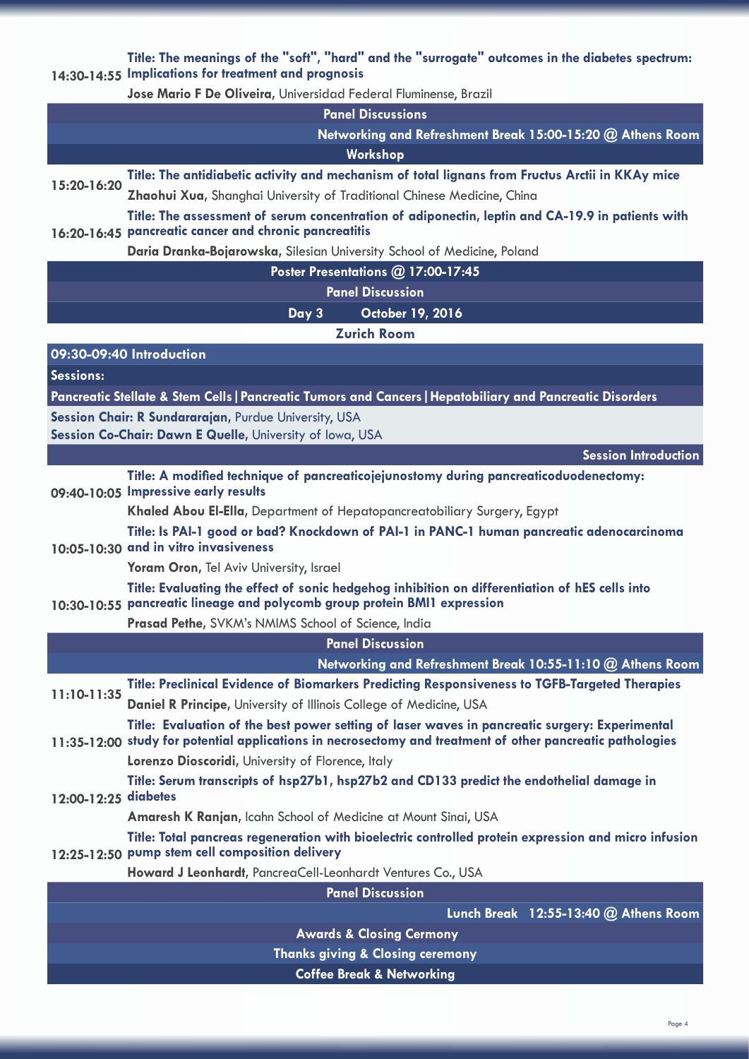**14:30-14:55** **Title: The meanings of the "soft", "hard" and the "surrogate" outcomes in the diabetes spectrum: Implications for treatment and prognosis**

**Jose Mario F De Oliveira**, Universidad Federal Fluminense, Brazil

**Panel Discussions**

**Networking and Refreshment Break 15:00-15:20 @ Athens Room**

**Workshop**

**15:20-16:20** **Title: The antidiabetic activity and mechanism of total lignans from Fructus Arctii in KKAy mice**

**Zhaohui Xua**, Shanghai University of Traditional Chinese Medicine, China

**16:20-16:45** **Title: The assessment of serum concentration of adiponectin, leptin and CA-19.9 in patients with pancreatic cancer and chronic pancreatitis**

**Daria Dranka-Bojarowska**, Silesian University School of Medicine, Poland

**Poster Presentations @ 17:00-17:45**

**Panel Discussion**

## Day 3 October 19, 2016

### Zurich Room

**09:30-09:40 Introduction**

**Sessions:**

**Pancreatic Stellate & Stem Cells | Pancreatic Tumors and Cancers | Hepatobiliary and Pancreatic Disorders**

**Session Chair: R Sundararajan**, Purdue University, USA
**Session Co-Chair: Dawn E Quelle**, University of Iowa, USA

**Session Introduction**

**09:40-10:05** **Title: A modified technique of pancreaticojejunostomy during pancreaticoduodenectomy: Impressive early results**

**Khaled Abou El-Ella**, Department of Hepatopancreatobiliary Surgery, Egypt

**10:05-10:30** **Title: Is PAI-1 good or bad? Knockdown of PAI-1 in PANC-1 human pancreatic adenocarcinoma and in vitro invasiveness**

**Yoram Oron**, Tel Aviv University, Israel

**10:30-10:55** **Title: Evaluating the effect of sonic hedgehog inhibition on differentiation of hES cells into pancreatic lineage and polycomb group protein BMI1 expression**

**Prasad Pethe**, SVKM's NMIMS School of Science, India

**Panel Discussion**

**Networking and Refreshment Break 10:55-11:10 @ Athens Room**

**11:10-11:35** **Title: Preclinical Evidence of Biomarkers Predicting Responsiveness to TGFB-Targeted Therapies**

**Daniel R Principe**, University of Illinois College of Medicine, USA

**11:35-12:00** **Title: Evaluation of the best power setting of laser waves in pancreatic surgery: Experimental study for potential applications in necrosectomy and treatment of other pancreatic pathologies**

**Lorenzo Dioscoridi**, University of Florence, Italy

**12:00-12:25** **Title: Serum transcripts of hsp27b1, hsp27b2 and CD133 predict the endothelial damage in diabetes**

**Amaresh K Ranjan**, Icahn School of Medicine at Mount Sinai, USA

**12:25-12:50** **Title: Total pancreas regeneration with bioelectric controlled protein expression and micro infusion pump stem cell composition delivery**

**Howard J Leonhardt**, PancreaCell-Leonhardt Ventures Co., USA

**Panel Discussion**

**Lunch Break 12:55-13:40 @ Athens Room**

**Awards & Closing Cermony**

**Thanks giving & Closing ceremony**

**Coffee Break & Networking**